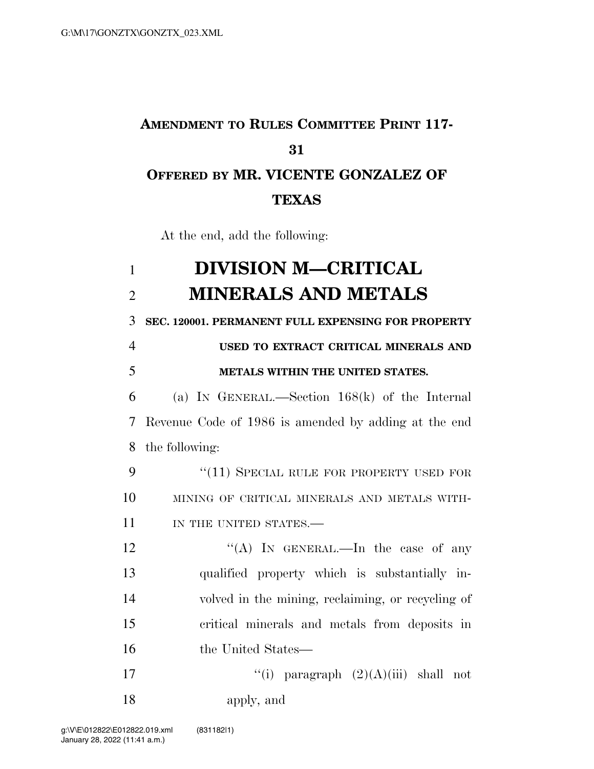**AMENDMENT TO RULES COMMITTEE PRINT 117-31**

**OFFERED BY MR. VICENTE GONZALEZ OF TEXAS**

At the end, add the following:

# DIVISION M—CRITICAL MINERALS AND METALS

**SEC. 120001. PERMANENT FULL EXPENSING FOR PROPERTY USED TO EXTRACT CRITICAL MINERALS AND METALS WITHIN THE UNITED STATES.**

(a) IN GENERAL.—Section 168(k) of the Internal Revenue Code of 1986 is amended by adding at the end the following:

"(11) SPECIAL RULE FOR PROPERTY USED FOR MINING OF CRITICAL MINERALS AND METALS WITHIN THE UNITED STATES.—

"(A) IN GENERAL.—In the case of any qualified property which is substantially involved in the mining, reclaiming, or recycling of critical minerals and metals from deposits in the United States—

"(i) paragraph (2)(A)(iii) shall not apply, and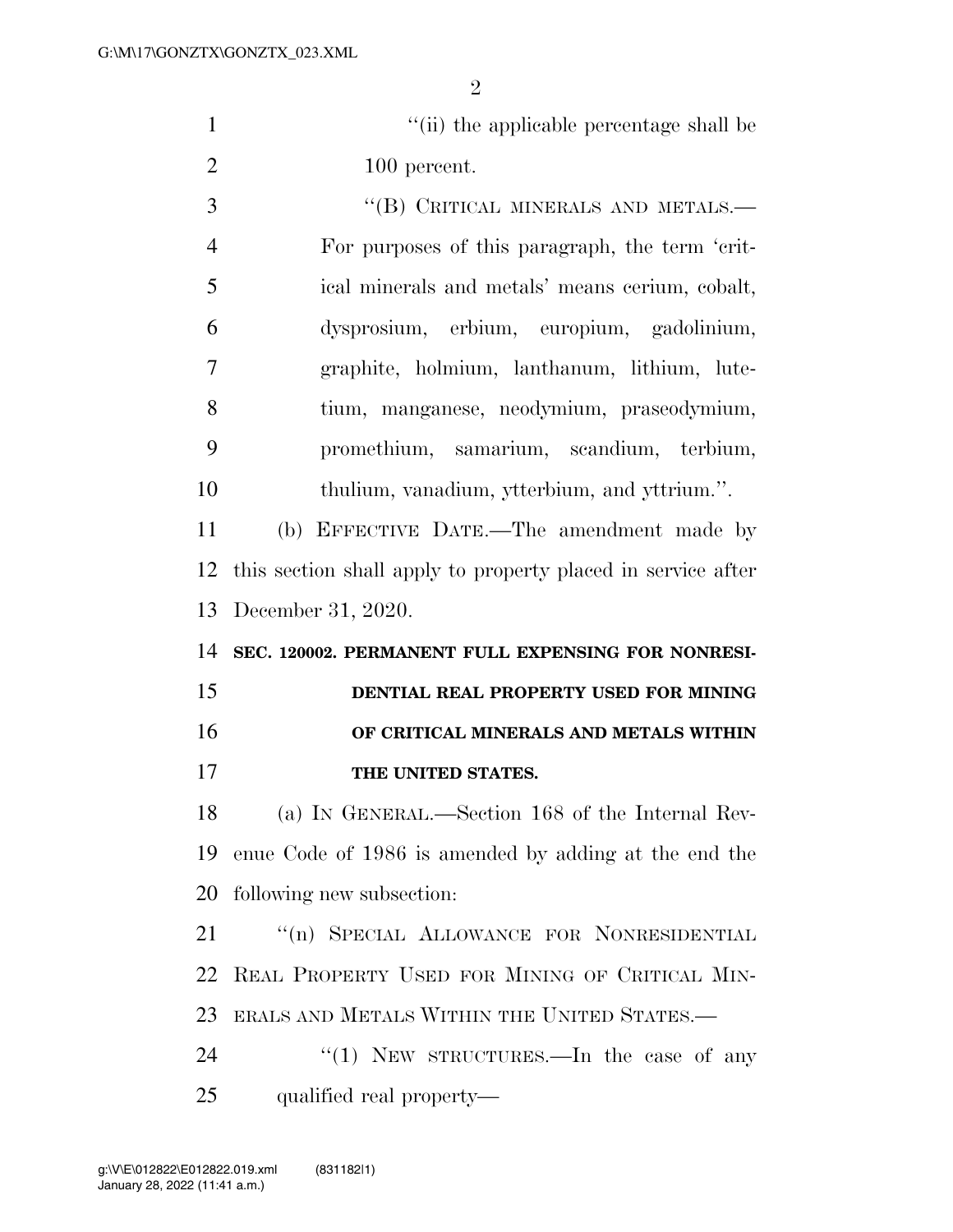"(ii) the applicable percentage shall be 100 percent.

"(B) CRITICAL MINERALS AND METALS.—For purposes of this paragraph, the term 'critical minerals and metals' means cerium, cobalt, dysprosium, erbium, europium, gadolinium, graphite, holmium, lanthanum, lithium, lutetium, manganese, neodymium, praseodymium, promethium, samarium, scandium, terbium, thulium, vanadium, ytterbium, and yttrium.".

(b) EFFECTIVE DATE.—The amendment made by this section shall apply to property placed in service after December 31, 2020.

**SEC. 120002. PERMANENT FULL EXPENSING FOR NONRESIDENTIAL REAL PROPERTY USED FOR MINING OF CRITICAL MINERALS AND METALS WITHIN THE UNITED STATES.**

(a) IN GENERAL.—Section 168 of the Internal Revenue Code of 1986 is amended by adding at the end the following new subsection:

"(n) SPECIAL ALLOWANCE FOR NONRESIDENTIAL REAL PROPERTY USED FOR MINING OF CRITICAL MINERALS AND METALS WITHIN THE UNITED STATES.—

"(1) NEW STRUCTURES.—In the case of any qualified real property—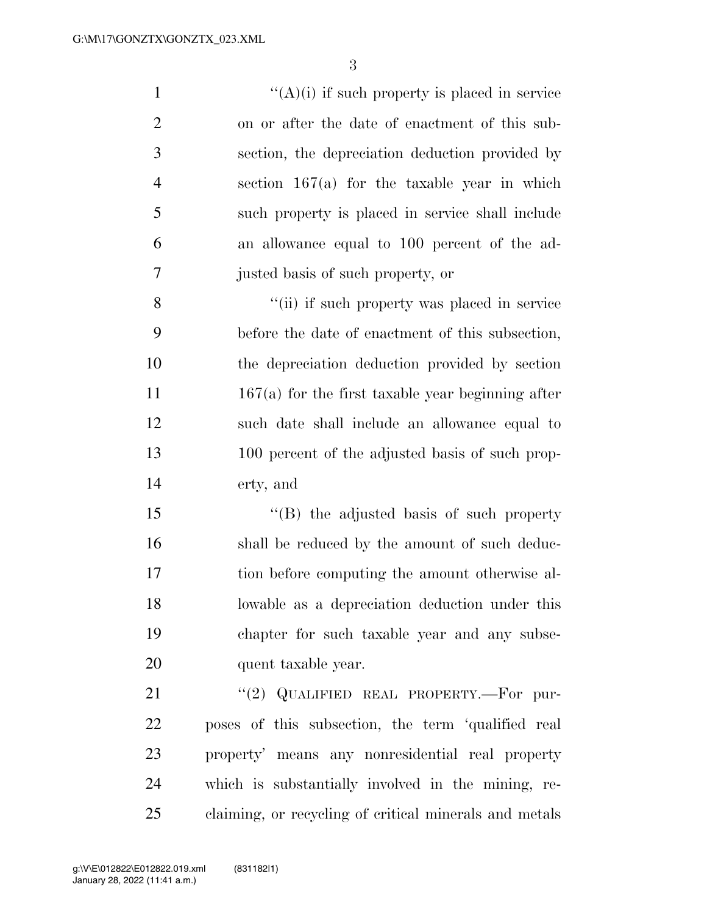"(A)(i) if such property is placed in service on or after the date of enactment of this subsection, the depreciation deduction provided by section 167(a) for the taxable year in which such property is placed in service shall include an allowance equal to 100 percent of the adjusted basis of such property, or

"(ii) if such property was placed in service before the date of enactment of this subsection, the depreciation deduction provided by section 167(a) for the first taxable year beginning after such date shall include an allowance equal to 100 percent of the adjusted basis of such property, and

"(B) the adjusted basis of such property shall be reduced by the amount of such deduction before computing the amount otherwise allowable as a depreciation deduction under this chapter for such taxable year and any subsequent taxable year.

"(2) QUALIFIED REAL PROPERTY.—For purposes of this subsection, the term 'qualified real property' means any nonresidential real property which is substantially involved in the mining, reclaiming, or recycling of critical minerals and metals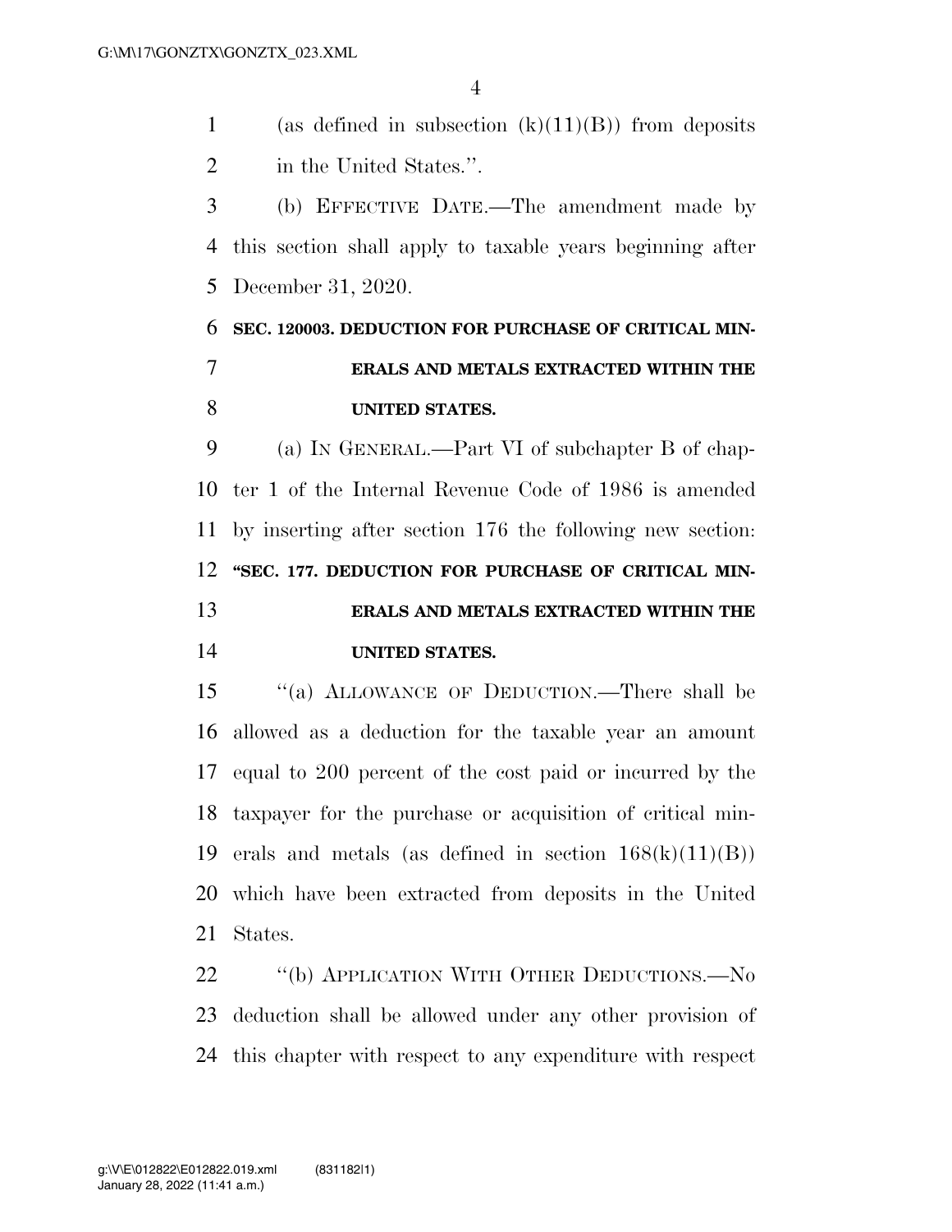(as defined in subsection (k)(11)(B)) from deposits in the United States.''.

(b) EFFECTIVE DATE.—The amendment made by this section shall apply to taxable years beginning after December 31, 2020.

**SEC. 120003. DEDUCTION FOR PURCHASE OF CRITICAL MINERALS AND METALS EXTRACTED WITHIN THE UNITED STATES.**

(a) IN GENERAL.—Part VI of subchapter B of chapter 1 of the Internal Revenue Code of 1986 is amended by inserting after section 176 the following new section:

**''SEC. 177. DEDUCTION FOR PURCHASE OF CRITICAL MINERALS AND METALS EXTRACTED WITHIN THE UNITED STATES.**

''(a) ALLOWANCE OF DEDUCTION.—There shall be allowed as a deduction for the taxable year an amount equal to 200 percent of the cost paid or incurred by the taxpayer for the purchase or acquisition of critical minerals and metals (as defined in section 168(k)(11)(B)) which have been extracted from deposits in the United States.

''(b) APPLICATION WITH OTHER DEDUCTIONS.—No deduction shall be allowed under any other provision of this chapter with respect to any expenditure with respect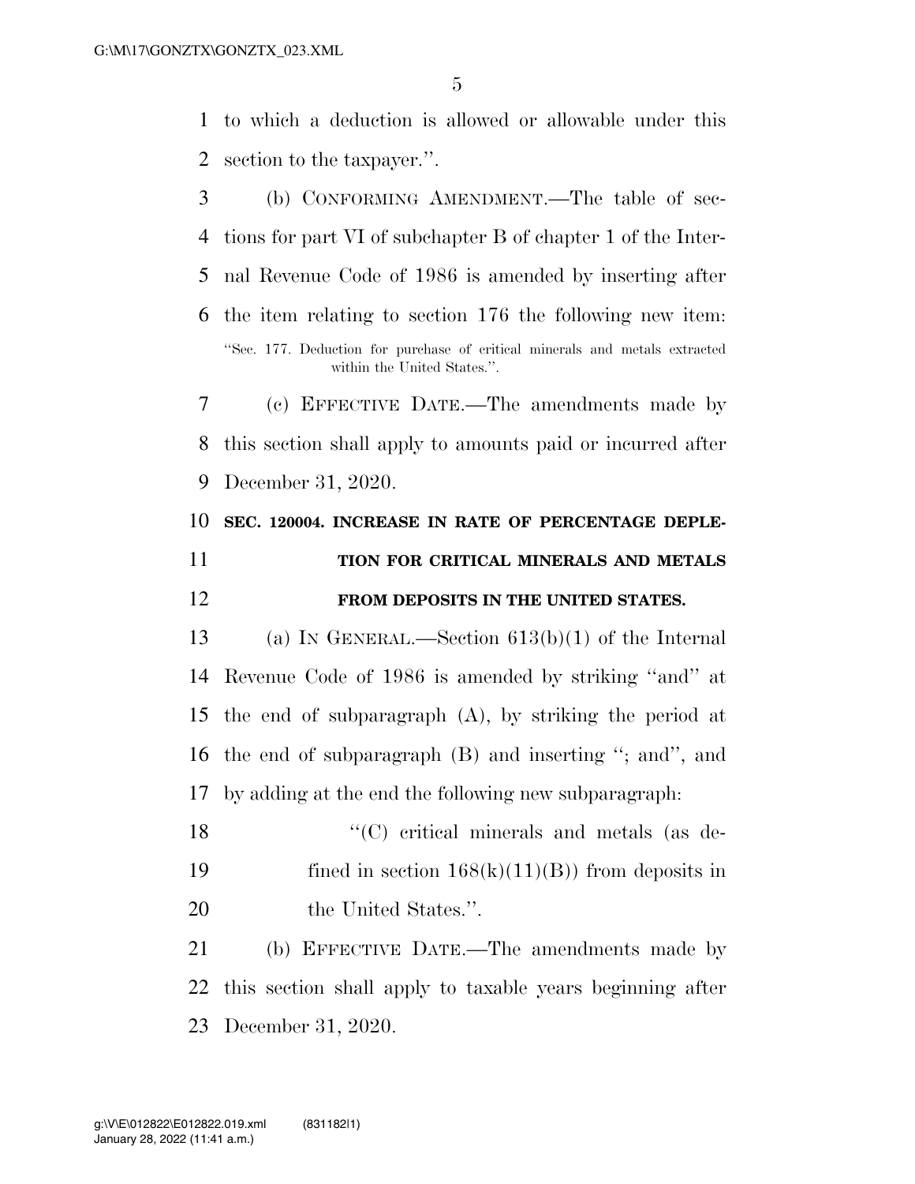to which a deduction is allowed or allowable under this section to the taxpayer.''.

(b) CONFORMING AMENDMENT.—The table of sections for part VI of subchapter B of chapter 1 of the Internal Revenue Code of 1986 is amended by inserting after the item relating to section 176 the following new item:

''Sec. 177. Deduction for purchase of critical minerals and metals extracted within the United States.''.

(c) EFFECTIVE DATE.—The amendments made by this section shall apply to amounts paid or incurred after December 31, 2020.

**SEC. 120004. INCREASE IN RATE OF PERCENTAGE DEPLETION FOR CRITICAL MINERALS AND METALS FROM DEPOSITS IN THE UNITED STATES.**

(a) IN GENERAL.—Section 613(b)(1) of the Internal Revenue Code of 1986 is amended by striking ''and'' at the end of subparagraph (A), by striking the period at the end of subparagraph (B) and inserting ''; and'', and by adding at the end the following new subparagraph:

''(C) critical minerals and metals (as defined in section 168(k)(11)(B)) from deposits in the United States.''.

(b) EFFECTIVE DATE.—The amendments made by this section shall apply to taxable years beginning after December 31, 2020.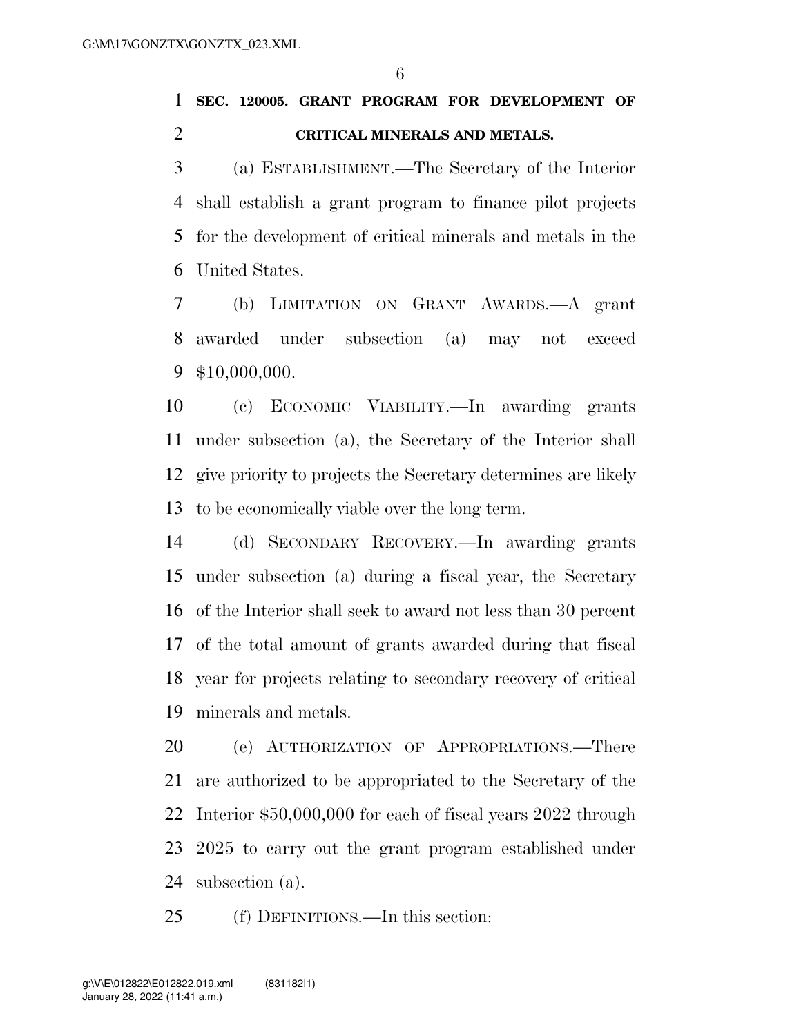## SEC. 120005. GRANT PROGRAM FOR DEVELOPMENT OF CRITICAL MINERALS AND METALS.

(a) ESTABLISHMENT.—The Secretary of the Interior shall establish a grant program to finance pilot projects for the development of critical minerals and metals in the United States.

(b) LIMITATION ON GRANT AWARDS.—A grant awarded under subsection (a) may not exceed $10,000,000.

(c) ECONOMIC VIABILITY.—In awarding grants under subsection (a), the Secretary of the Interior shall give priority to projects the Secretary determines are likely to be economically viable over the long term.

(d) SECONDARY RECOVERY.—In awarding grants under subsection (a) during a fiscal year, the Secretary of the Interior shall seek to award not less than 30 percent of the total amount of grants awarded during that fiscal year for projects relating to secondary recovery of critical minerals and metals.

(e) AUTHORIZATION OF APPROPRIATIONS.—There are authorized to be appropriated to the Secretary of the Interior $50,000,000 for each of fiscal years 2022 through 2025 to carry out the grant program established under subsection (a).

(f) DEFINITIONS.—In this section: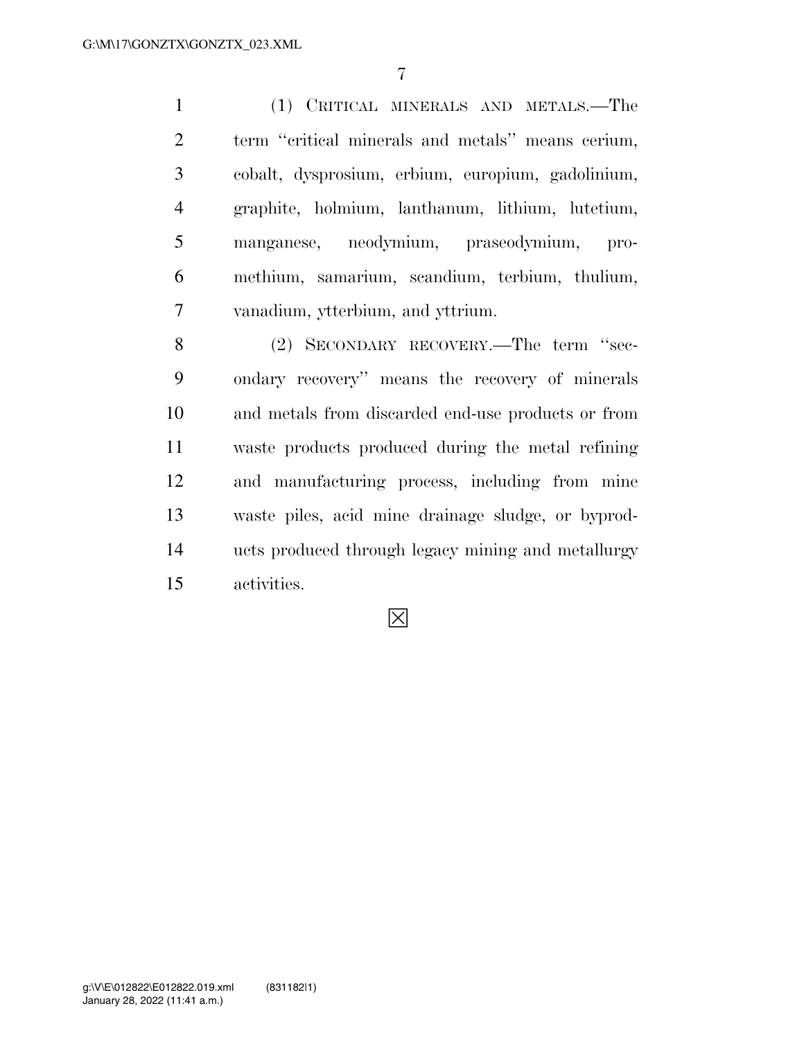(1) CRITICAL MINERALS AND METALS.—The term "critical minerals and metals" means cerium, cobalt, dysprosium, erbium, europium, gadolinium, graphite, holmium, lanthanum, lithium, lutetium, manganese, neodymium, praseodymium, promethium, samarium, scandium, terbium, thulium, vanadium, ytterbium, and yttrium.

(2) SECONDARY RECOVERY.—The term "secondary recovery" means the recovery of minerals and metals from discarded end-use products or from waste products produced during the metal refining and manufacturing process, including from mine waste piles, acid mine drainage sludge, or byproducts produced through legacy mining and metallurgy activities.